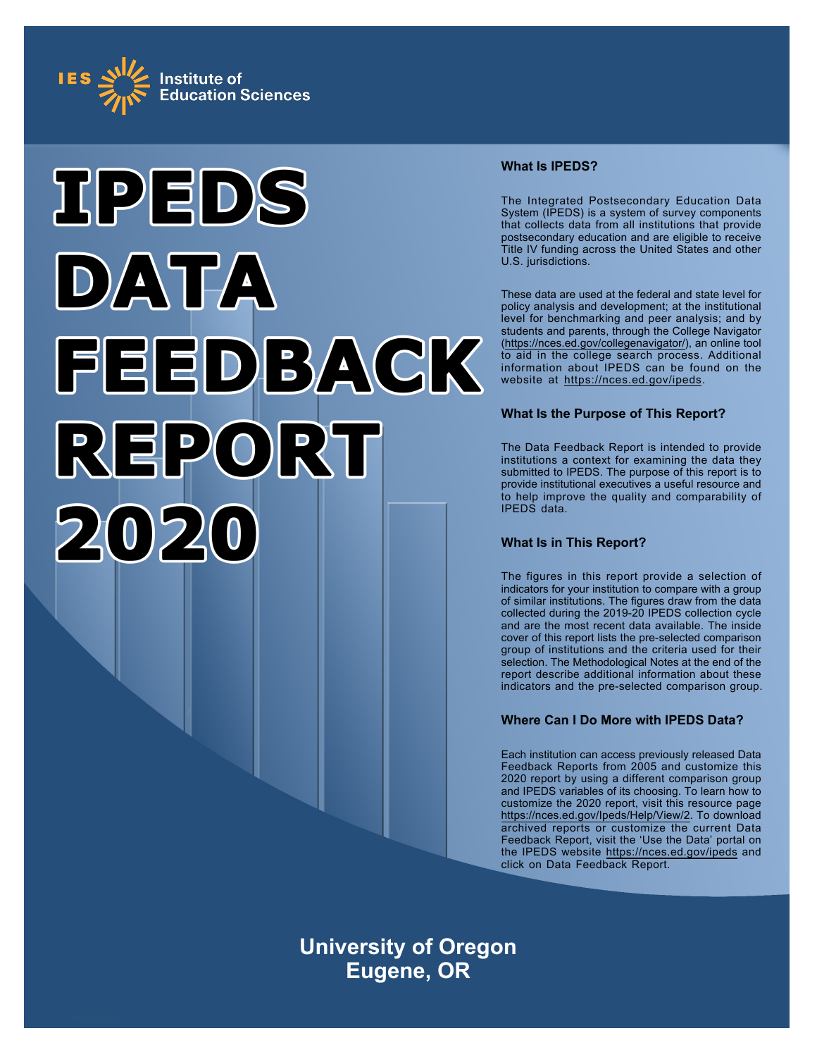IES Institute of Education Sciences

# IPEDS DATA FEEDBACK REPORT 2020

### What Is IPEDS?

The Integrated Postsecondary Education Data System (IPEDS) is a system of survey components that collects data from all institutions that provide postsecondary education and are eligible to receive Title IV funding across the United States and other U.S. jurisdictions.

These data are used at the federal and state level for policy analysis and development; at the institutional level for benchmarking and peer analysis; and by students and parents, through the College Navigator (https://nces.ed.gov/collegenavigator/), an online tool to aid in the college search process. Additional information about IPEDS can be found on the website at https://nces.ed.gov/ipeds.

### What Is the Purpose of This Report?

The Data Feedback Report is intended to provide institutions a context for examining the data they submitted to IPEDS. The purpose of this report is to provide institutional executives a useful resource and to help improve the quality and comparability of IPEDS data.

### What Is in This Report?

The figures in this report provide a selection of indicators for your institution to compare with a group of similar institutions. The figures draw from the data collected during the 2019-20 IPEDS collection cycle and are the most recent data available. The inside cover of this report lists the pre-selected comparison group of institutions and the criteria used for their selection. The Methodological Notes at the end of the report describe additional information about these indicators and the pre-selected comparison group.

### Where Can I Do More with IPEDS Data?

Each institution can access previously released Data Feedback Reports from 2005 and customize this 2020 report by using a different comparison group and IPEDS variables of its choosing. To learn how to customize the 2020 report, visit this resource page https://nces.ed.gov/Ipeds/Help/View/2. To download archived reports or customize the current Data Feedback Report, visit the 'Use the Data' portal on the IPEDS website https://nces.ed.gov/ipeds and click on Data Feedback Report.

**University of Oregon**
**Eugene, OR**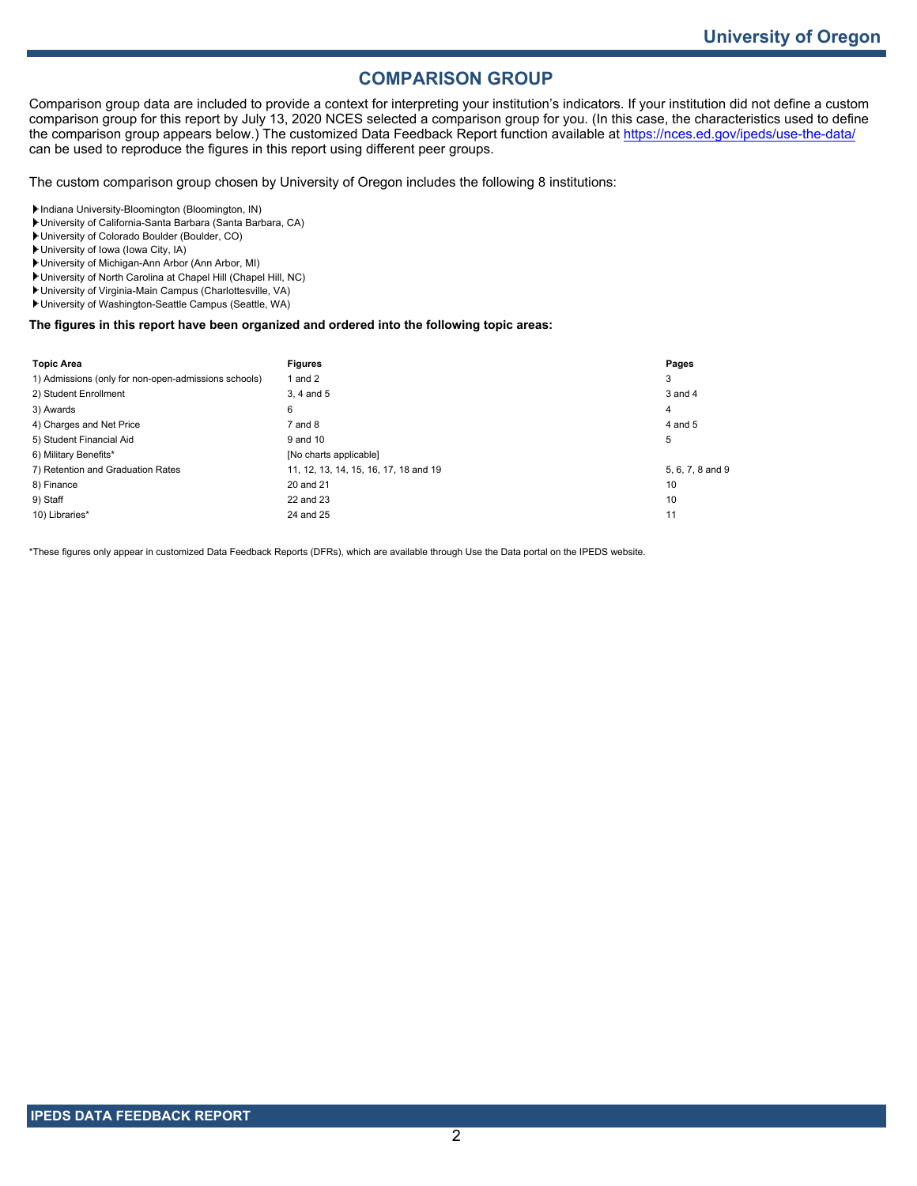# COMPARISON GROUP

Comparison group data are included to provide a context for interpreting your institution's indicators. If your institution did not define a custom comparison group for this report by July 13, 2020 NCES selected a comparison group for you. (In this case, the characteristics used to define the comparison group appears below.) The customized Data Feedback Report function available at https://nces.ed.gov/ipeds/use-the-data/ can be used to reproduce the figures in this report using different peer groups.

The custom comparison group chosen by University of Oregon includes the following 8 institutions:

- Indiana University-Bloomington (Bloomington, IN)
- University of California-Santa Barbara (Santa Barbara, CA)
- University of Colorado Boulder (Boulder, CO)
- University of Iowa (Iowa City, IA)
- University of Michigan-Ann Arbor (Ann Arbor, MI)
- University of North Carolina at Chapel Hill (Chapel Hill, NC)
- University of Virginia-Main Campus (Charlottesville, VA)
- University of Washington-Seattle Campus (Seattle, WA)

**The figures in this report have been organized and ordered into the following topic areas:**

| Topic Area | Figures | Pages |
| --- | --- | --- |
| 1) Admissions (only for non-open-admissions schools) | 1 and 2 | 3 |
| 2) Student Enrollment | 3, 4 and 5 | 3 and 4 |
| 3) Awards | 6 | 4 |
| 4) Charges and Net Price | 7 and 8 | 4 and 5 |
| 5) Student Financial Aid | 9 and 10 | 5 |
| 6) Military Benefits* | [No charts applicable] | |
| 7) Retention and Graduation Rates | 11, 12, 13, 14, 15, 16, 17, 18 and 19 | 5, 6, 7, 8 and 9 |
| 8) Finance | 20 and 21 | 10 |
| 9) Staff | 22 and 23 | 10 |
| 10) Libraries* | 24 and 25 | 11 |

*These figures only appear in customized Data Feedback Reports (DFRs), which are available through Use the Data portal on the IPEDS website.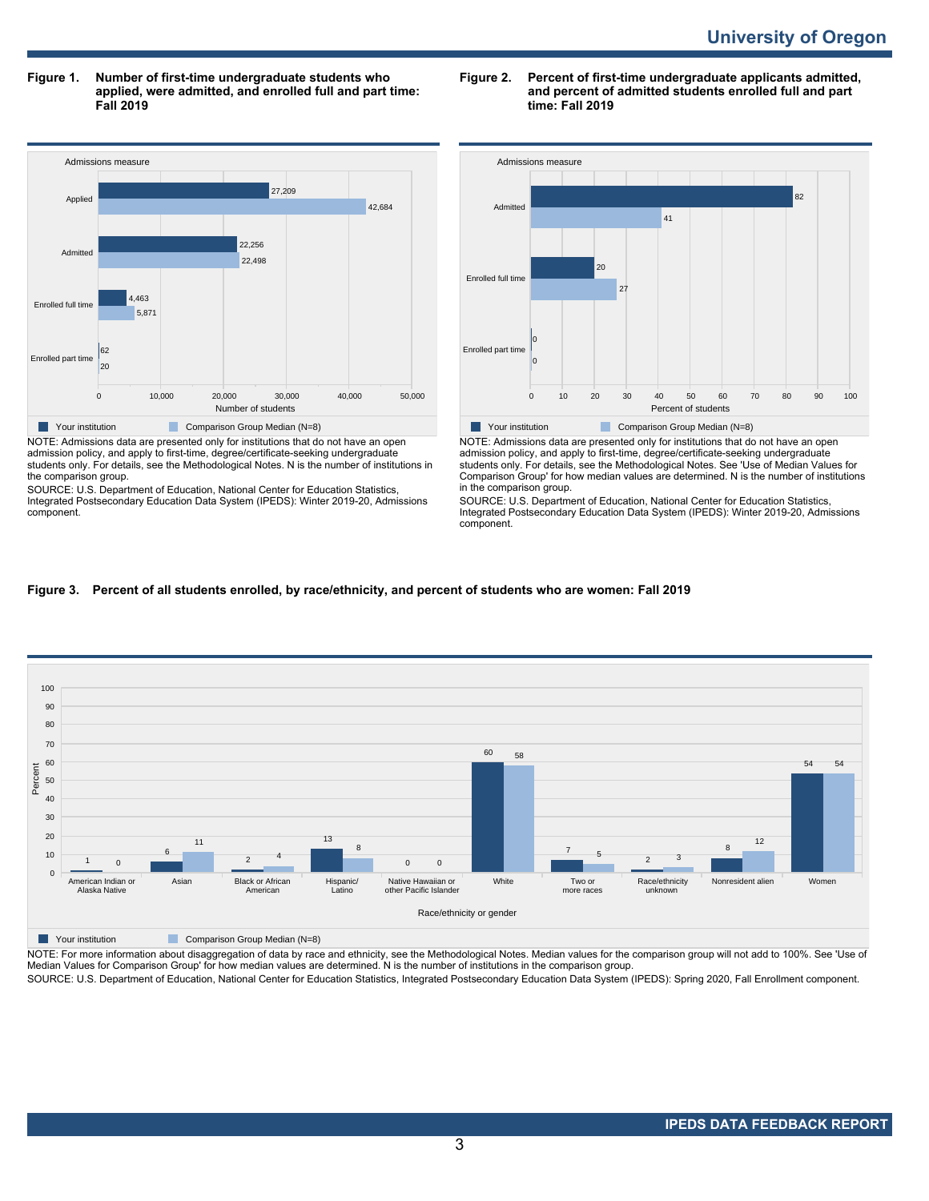**Figure 1. Number of first-time undergraduate students who applied, were admitted, and enrolled full and part time: Fall 2019**

| Admissions measure | Your institution | Comparison Group Median (N=8) |
|---|---|---|
| Applied | 27,209 | 42,684 |
| Admitted | 22,256 | 22,498 |
| Enrolled full time | 4,463 | 5,871 |
| Enrolled part time | 62 | 20 |

NOTE: Admissions data are presented only for institutions that do not have an open admission policy, and apply to first-time, degree/certificate-seeking undergraduate students only. For details, see the Methodological Notes. N is the number of institutions in the comparison group.

SOURCE: U.S. Department of Education, National Center for Education Statistics, Integrated Postsecondary Education Data System (IPEDS): Winter 2019-20, Admissions component.

**Figure 2. Percent of first-time undergraduate applicants admitted, and percent of admitted students enrolled full and part time: Fall 2019**

| Admissions measure | Your institution | Comparison Group Median (N=8) |
|---|---|---|
| Admitted | 82 | 41 |
| Enrolled full time | 20 | 27 |
| Enrolled part time | 0 | 0 |

NOTE: Admissions data are presented only for institutions that do not have an open admission policy, and apply to first-time, degree/certificate-seeking undergraduate students only. For details, see the Methodological Notes. See 'Use of Median Values for Comparison Group' for how median values are determined. N is the number of institutions in the comparison group.

SOURCE: U.S. Department of Education, National Center for Education Statistics, Integrated Postsecondary Education Data System (IPEDS): Winter 2019-20, Admissions component.

**Figure 3. Percent of all students enrolled, by race/ethnicity, and percent of students who are women: Fall 2019**

| Race/ethnicity or gender | Your institution | Comparison Group Median (N=8) |
|---|---|---|
| American Indian or Alaska Native | 1 | 0 |
| Asian | 6 | 11 |
| Black or African American | 2 | 4 |
| Hispanic/Latino | 13 | 8 |
| Native Hawaiian or other Pacific Islander | 0 | 0 |
| White | 60 | 58 |
| Two or more races | 7 | 5 |
| Race/ethnicity unknown | 2 | 3 |
| Nonresident alien | 8 | 12 |
| Women | 54 | 54 |

NOTE: For more information about disaggregation of data by race and ethnicity, see the Methodological Notes. Median values for the comparison group will not add to 100%. See 'Use of Median Values for Comparison Group' for how median values are determined. N is the number of institutions in the comparison group.

SOURCE: U.S. Department of Education, National Center for Education Statistics, Integrated Postsecondary Education Data System (IPEDS): Spring 2020, Fall Enrollment component.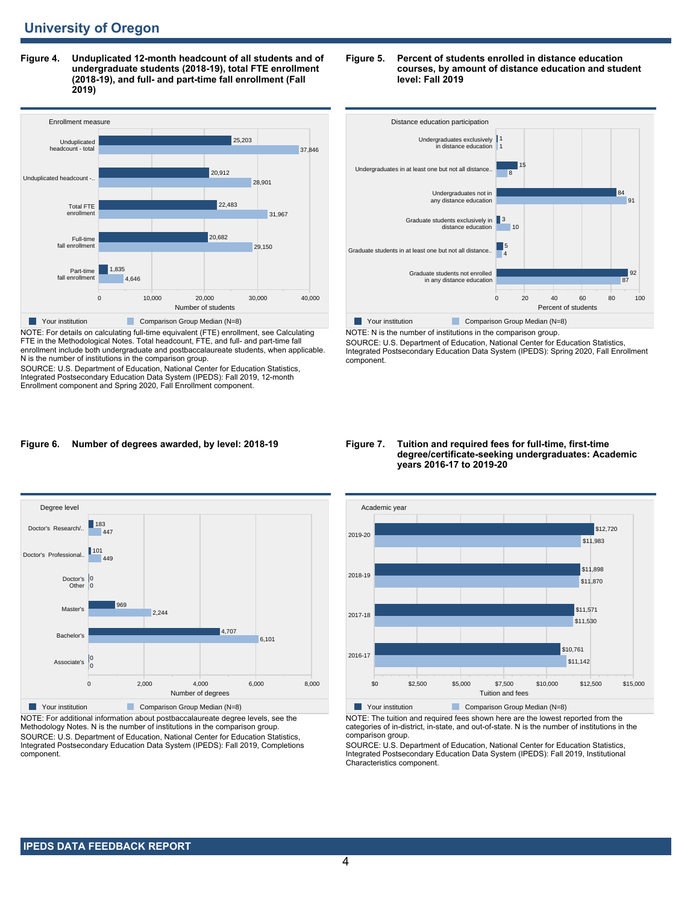## University of Oregon

**Figure 4. Unduplicated 12-month headcount of all students and of undergraduate students (2018-19), total FTE enrollment (2018-19), and full- and part-time fall enrollment (Fall 2019)**

| Enrollment measure | Your institution | Comparison Group Median (N=8) |
|---|---|---|
| Unduplicated headcount - total | 25,203 | 37,846 |
| Unduplicated headcount -.. | 20,912 | 28,901 |
| Total FTE enrollment | 22,483 | 31,967 |
| Full-time fall enrollment | 20,682 | 29,150 |
| Part-time fall enrollment | 1,835 | 4,646 |

NOTE: For details on calculating full-time equivalent (FTE) enrollment, see Calculating FTE in the Methodological Notes. Total headcount, FTE, and full- and part-time fall enrollment include both undergraduate and postbaccalaureate students, when applicable. N is the number of institutions in the comparison group.
SOURCE: U.S. Department of Education, National Center for Education Statistics, Integrated Postsecondary Education Data System (IPEDS): Fall 2019, 12-month Enrollment component and Spring 2020, Fall Enrollment component.

**Figure 5. Percent of students enrolled in distance education courses, by amount of distance education and student level: Fall 2019**

| Distance education participation | Your institution | Comparison Group Median (N=8) |
|---|---|---|
| Undergraduates exclusively in distance education | 1 | 1 |
| Undergraduates in at least one but not all distance.. | 15 | 8 |
| Undergraduates not in any distance education | 84 | 91 |
| Graduate students exclusively in distance education | 3 | 10 |
| Graduate students in at least one but not all distance.. | 5 | 4 |
| Graduate students not enrolled in any distance education | 92 | 87 |

NOTE: N is the number of institutions in the comparison group.
SOURCE: U.S. Department of Education, National Center for Education Statistics, Integrated Postsecondary Education Data System (IPEDS): Spring 2020, Fall Enrollment component.

**Figure 6. Number of degrees awarded, by level: 2018-19**

| Degree level | Your institution | Comparison Group Median (N=8) |
|---|---|---|
| Doctor's Research/.. | 183 | 447 |
| Doctor's Professional.. | 101 | 449 |
| Doctor's Other | 0 | 0 |
| Master's | 969 | 2,244 |
| Bachelor's | 4,707 | 6,101 |
| Associate's | 0 | 0 |

NOTE: For additional information about postbaccalaureate degree levels, see the Methodology Notes. N is the number of institutions in the comparison group.
SOURCE: U.S. Department of Education, National Center for Education Statistics, Integrated Postsecondary Education Data System (IPEDS): Fall 2019, Completions component.

**Figure 7. Tuition and required fees for full-time, first-time degree/certificate-seeking undergraduates: Academic years 2016-17 to 2019-20**

| Academic year | Your institution | Comparison Group Median (N=8) |
|---|---|---|
| 2019-20 | $12,720 | $11,983 |
| 2018-19 | $11,898 | $11,870 |
| 2017-18 | $11,571 | $11,530 |
| 2016-17 | $10,761 | $11,142 |

NOTE: The tuition and required fees shown here are the lowest reported from the categories of in-district, in-state, and out-of-state. N is the number of institutions in the comparison group.
SOURCE: U.S. Department of Education, National Center for Education Statistics, Integrated Postsecondary Education Data System (IPEDS): Fall 2019, Institutional Characteristics component.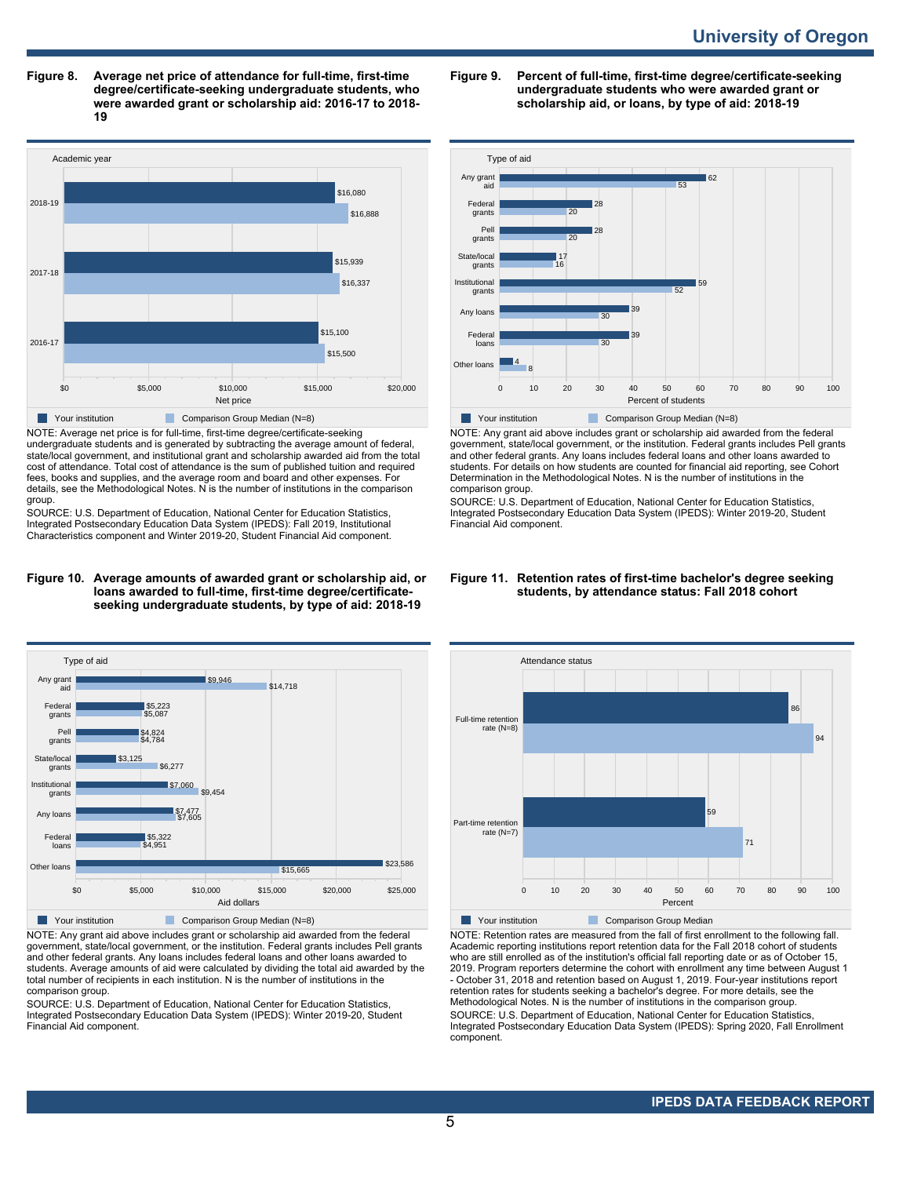**Figure 8. Average net price of attendance for full-time, first-time degree/certificate-seeking undergraduate students, who were awarded grant or scholarship aid: 2016-17 to 2018-19**

| Academic year | Your institution | Comparison Group Median (N=8) |
|---|---|---|
| 2018-19 | $16,080 | $16,888 |
| 2017-18 | $15,939 | $16,337 |
| 2016-17 | $15,100 | $15,500 |

NOTE: Average net price is for full-time, first-time degree/certificate-seeking undergraduate students and is generated by subtracting the average amount of federal, state/local government, and institutional grant and scholarship awarded aid from the total cost of attendance. Total cost of attendance is the sum of published tuition and required fees, books and supplies, and the average room and board and other expenses. For details, see the Methodological Notes. N is the number of institutions in the comparison group.
SOURCE: U.S. Department of Education, National Center for Education Statistics, Integrated Postsecondary Education Data System (IPEDS): Fall 2019, Institutional Characteristics component and Winter 2019-20, Student Financial Aid component.

**Figure 9. Percent of full-time, first-time degree/certificate-seeking undergraduate students who were awarded grant or scholarship aid, or loans, by type of aid: 2018-19**

| Type of aid | Your institution | Comparison Group Median (N=8) |
|---|---|---|
| Any grant aid | 62 | 53 |
| Federal grants | 28 | 20 |
| Pell grants | 28 | 20 |
| State/local grants | 17 | 16 |
| Institutional grants | 59 | 52 |
| Any loans | 39 | 30 |
| Federal loans | 39 | 30 |
| Other loans | 4 | 8 |

NOTE: Any grant aid above includes grant or scholarship aid awarded from the federal government, state/local government, or the institution. Federal grants includes Pell grants and other federal grants. Any loans includes federal loans and other loans awarded to students. For details on how students are counted for financial aid reporting, see Cohort Determination in the Methodological Notes. N is the number of institutions in the comparison group.
SOURCE: U.S. Department of Education, National Center for Education Statistics, Integrated Postsecondary Education Data System (IPEDS): Winter 2019-20, Student Financial Aid component.

**Figure 10. Average amounts of awarded grant or scholarship aid, or loans awarded to full-time, first-time degree/certificate-seeking undergraduate students, by type of aid: 2018-19**

| Type of aid | Your institution | Comparison Group Median (N=8) |
|---|---|---|
| Any grant aid | $9,946 | $14,718 |
| Federal grants | $5,223 | $5,087 |
| Pell grants | $4,824 | $4,784 |
| State/local grants | $3,125 | $6,277 |
| Institutional grants | $7,060 | $9,454 |
| Any loans | $7,477 | $7,605 |
| Federal loans | $5,322 | $4,951 |
| Other loans | $23,586 | $15,665 |

NOTE: Any grant aid above includes grant or scholarship aid awarded from the federal government, state/local government, or the institution. Federal grants includes Pell grants and other federal grants. Any loans includes federal loans and other loans awarded to students. Average amounts of aid were calculated by dividing the total aid awarded by the total number of recipients in each institution. N is the number of institutions in the comparison group.
SOURCE: U.S. Department of Education, National Center for Education Statistics, Integrated Postsecondary Education Data System (IPEDS): Winter 2019-20, Student Financial Aid component.

**Figure 11. Retention rates of first-time bachelor's degree seeking students, by attendance status: Fall 2018 cohort**

| Attendance status | Your institution | Comparison Group Median |
|---|---|---|
| Full-time retention rate (N=8) | 86 | 94 |
| Part-time retention rate (N=7) | 59 | 71 |

NOTE: Retention rates are measured from the fall of first enrollment to the following fall. Academic reporting institutions report retention data for the Fall 2018 cohort of students who are still enrolled as of the institution's official fall reporting date or as of October 15, 2019. Program reporters determine the cohort with enrollment any time between August 1 - October 31, 2018 and retention based on August 1, 2019. Four-year institutions report retention rates for students seeking a bachelor's degree. For more details, see the Methodological Notes. N is the number of institutions in the comparison group.
SOURCE: U.S. Department of Education, National Center for Education Statistics, Integrated Postsecondary Education Data System (IPEDS): Spring 2020, Fall Enrollment component.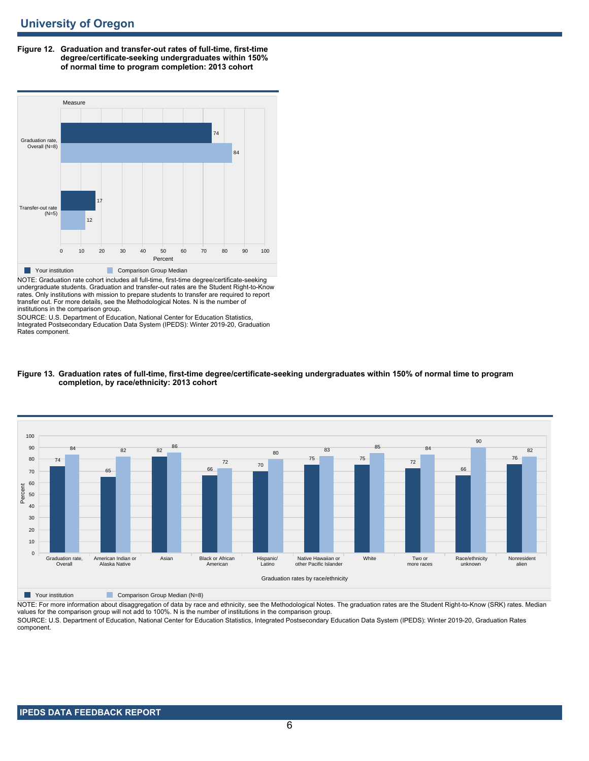**Figure 12. Graduation and transfer-out rates of full-time, first-time degree/certificate-seeking undergraduates within 150% of normal time to program completion: 2013 cohort**

| Measure | Your institution | Comparison Group Median |
|---|---|---|
| Graduation rate, Overall (N=8) | 74 | 84 |
| Transfer-out rate (N=5) | 17 | 12 |

NOTE: Graduation rate cohort includes all full-time, first-time degree/certificate-seeking undergraduate students. Graduation and transfer-out rates are the Student Right-to-Know rates. Only institutions with mission to prepare students to transfer are required to report transfer out. For more details, see the Methodological Notes. N is the number of institutions in the comparison group.

SOURCE: U.S. Department of Education, National Center for Education Statistics, Integrated Postsecondary Education Data System (IPEDS): Winter 2019-20, Graduation Rates component.

**Figure 13. Graduation rates of full-time, first-time degree/certificate-seeking undergraduates within 150% of normal time to program completion, by race/ethnicity: 2013 cohort**

| Graduation rates by race/ethnicity | Your institution | Comparison Group Median (N=8) |
|---|---|---|
| Graduation rate, Overall | 74 | 84 |
| American Indian or Alaska Native | 65 | 82 |
| Asian | 82 | 86 |
| Black or African American | 66 | 72 |
| Hispanic/ Latino | 70 | 80 |
| Native Hawaiian or other Pacific Islander | 75 | 83 |
| White | 75 | 85 |
| Two or more races | 72 | 84 |
| Race/ethnicity unknown | 66 | 90 |
| Nonresident alien | 76 | 82 |

NOTE: For more information about disaggregation of data by race and ethnicity, see the Methodological Notes. The graduation rates are the Student Right-to-Know (SRK) rates. Median values for the comparison group will not add to 100%. N is the number of institutions in the comparison group.

SOURCE: U.S. Department of Education, National Center for Education Statistics, Integrated Postsecondary Education Data System (IPEDS): Winter 2019-20, Graduation Rates component.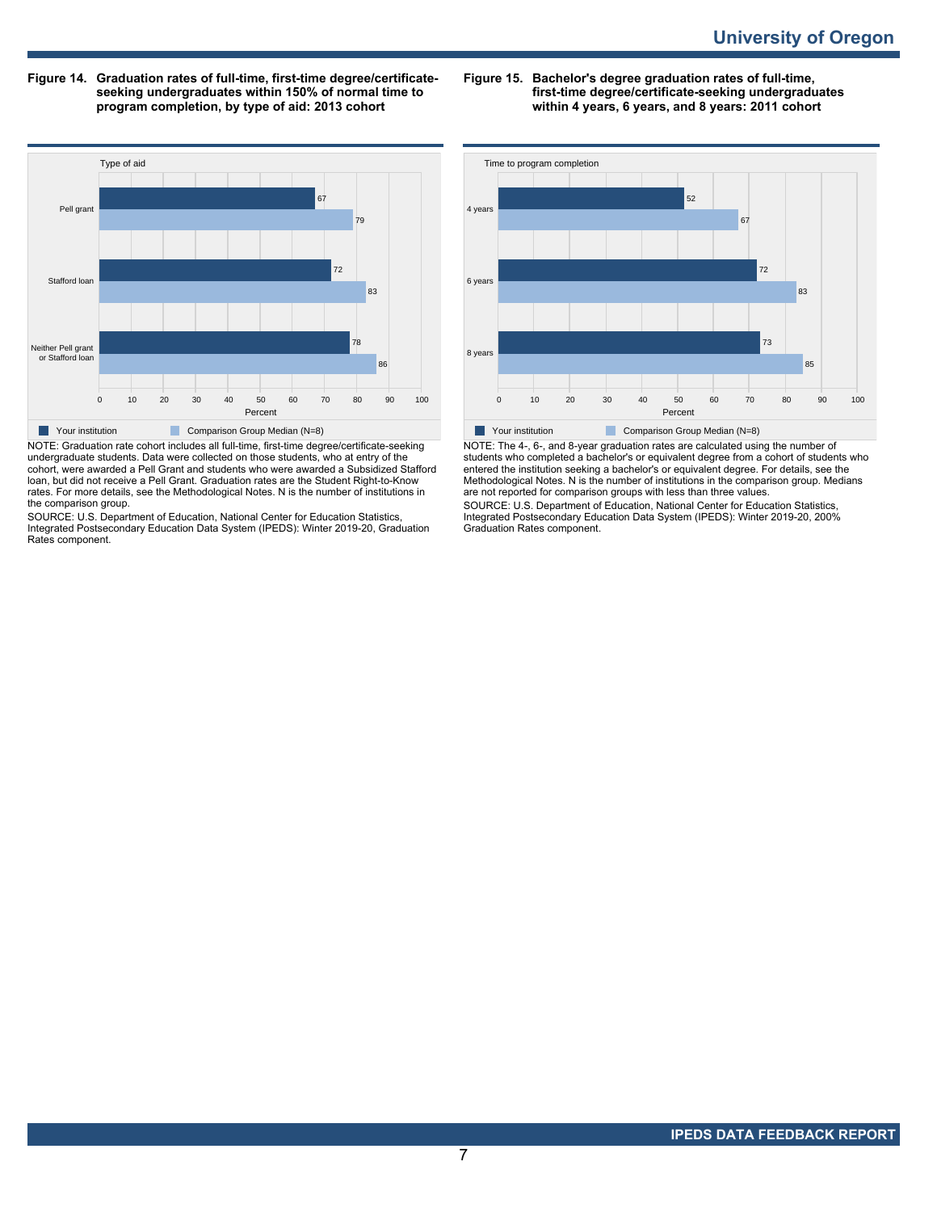**Figure 14. Graduation rates of full-time, first-time degree/certificate-seeking undergraduates within 150% of normal time to program completion, by type of aid: 2013 cohort**

| Type of aid | Your institution | Comparison Group Median (N=8) |
|---|---|---|
| Pell grant | 67 | 79 |
| Stafford loan | 72 | 83 |
| Neither Pell grant or Stafford loan | 78 | 86 |

NOTE: Graduation rate cohort includes all full-time, first-time degree/certificate-seeking undergraduate students. Data were collected on those students, who at entry of the cohort, were awarded a Pell Grant and students who were awarded a Subsidized Stafford loan, but did not receive a Pell Grant. Graduation rates are the Student Right-to-Know rates. For more details, see the Methodological Notes. N is the number of institutions in the comparison group.

SOURCE: U.S. Department of Education, National Center for Education Statistics, Integrated Postsecondary Education Data System (IPEDS): Winter 2019-20, Graduation Rates component.

**Figure 15. Bachelor's degree graduation rates of full-time, first-time degree/certificate-seeking undergraduates within 4 years, 6 years, and 8 years: 2011 cohort**

| Time to program completion | Your institution | Comparison Group Median (N=8) |
|---|---|---|
| 4 years | 52 | 67 |
| 6 years | 72 | 83 |
| 8 years | 73 | 85 |

NOTE: The 4-, 6-, and 8-year graduation rates are calculated using the number of students who completed a bachelor's or equivalent degree from a cohort of students who entered the institution seeking a bachelor's or equivalent degree. For details, see the Methodological Notes. N is the number of institutions in the comparison group. Medians are not reported for comparison groups with less than three values.

SOURCE: U.S. Department of Education, National Center for Education Statistics, Integrated Postsecondary Education Data System (IPEDS): Winter 2019-20, 200% Graduation Rates component.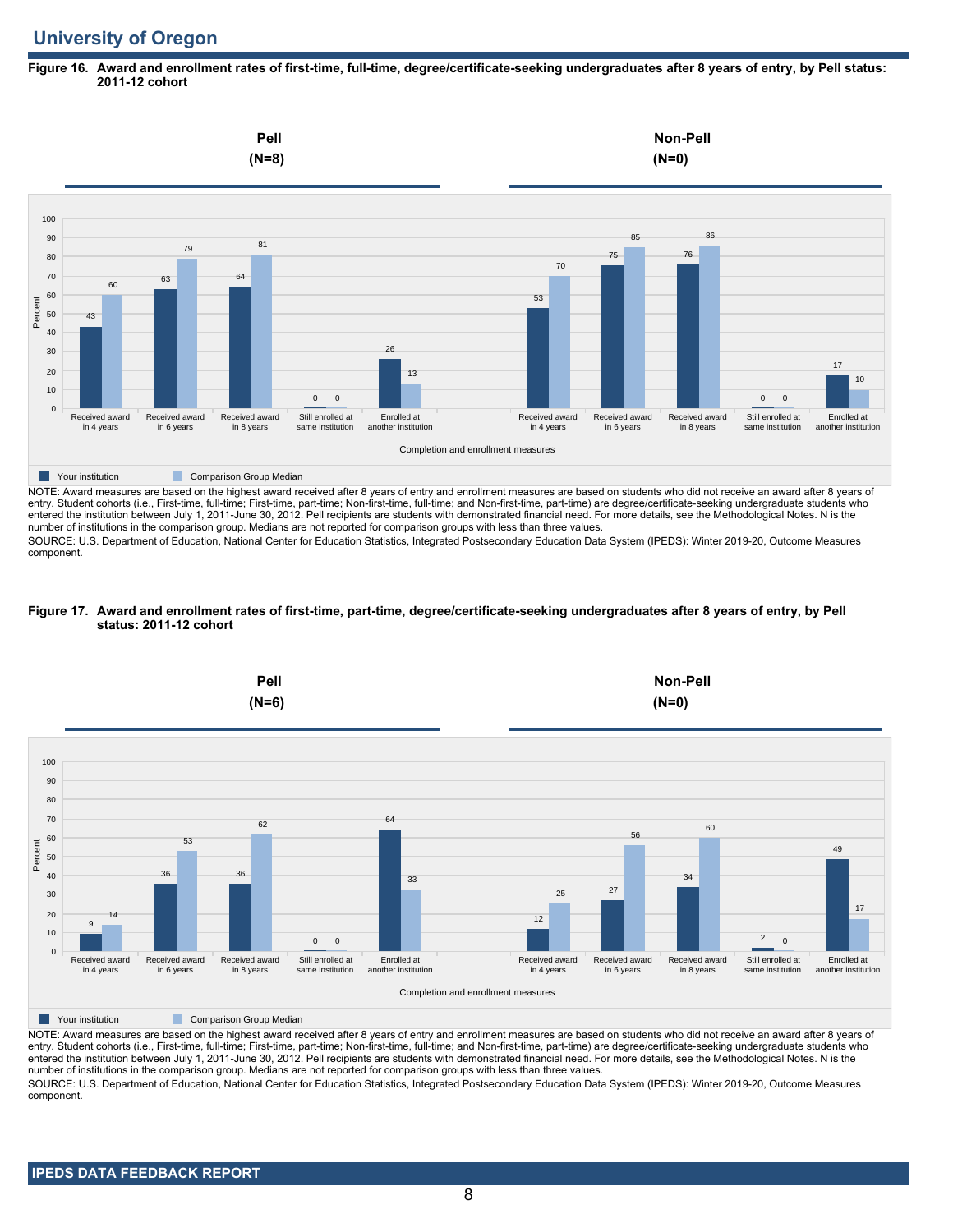## University of Oregon

**Figure 16. Award and enrollment rates of first-time, full-time, degree/certificate-seeking undergraduates after 8 years of entry, by Pell status: 2011-12 cohort**

| Completion and enrollment measures | Pell (N=8) Your institution | Pell (N=8) Comparison Group Median | Non-Pell (N=0) Your institution | Non-Pell (N=0) Comparison Group Median |
|---|---|---|---|---|
| Received award in 4 years | 43 | 60 | 53 | 70 |
| Received award in 6 years | 63 | 79 | 75 | 85 |
| Received award in 8 years | 64 | 81 | 76 | 86 |
| Still enrolled at same institution | 0 | 0 | 0 | 0 |
| Enrolled at another institution | 26 | 13 | 17 | 10 |

NOTE: Award measures are based on the highest award received after 8 years of entry and enrollment measures are based on students who did not receive an award after 8 years of entry. Student cohorts (i.e., First-time, full-time; First-time, part-time; Non-first-time, full-time; and Non-first-time, part-time) are degree/certificate-seeking undergraduate students who entered the institution between July 1, 2011-June 30, 2012. Pell recipients are students with demonstrated financial need. For more details, see the Methodological Notes. N is the number of institutions in the comparison group. Medians are not reported for comparison groups with less than three values.

SOURCE: U.S. Department of Education, National Center for Education Statistics, Integrated Postsecondary Education Data System (IPEDS): Winter 2019-20, Outcome Measures component.

**Figure 17. Award and enrollment rates of first-time, part-time, degree/certificate-seeking undergraduates after 8 years of entry, by Pell status: 2011-12 cohort**

| Completion and enrollment measures | Pell (N=6) Your institution | Pell (N=6) Comparison Group Median | Non-Pell (N=0) Your institution | Non-Pell (N=0) Comparison Group Median |
|---|---|---|---|---|
| Received award in 4 years | 9 | 14 | 12 | 25 |
| Received award in 6 years | 36 | 53 | 27 | 56 |
| Received award in 8 years | 36 | 62 | 34 | 60 |
| Still enrolled at same institution | 0 | 0 | 2 | 0 |
| Enrolled at another institution | 64 | 33 | 49 | 17 |

NOTE: Award measures are based on the highest award received after 8 years of entry and enrollment measures are based on students who did not receive an award after 8 years of entry. Student cohorts (i.e., First-time, full-time; First-time, part-time; Non-first-time, full-time; and Non-first-time, part-time) are degree/certificate-seeking undergraduate students who entered the institution between July 1, 2011-June 30, 2012. Pell recipients are students with demonstrated financial need. For more details, see the Methodological Notes. N is the number of institutions in the comparison group. Medians are not reported for comparison groups with less than three values.

SOURCE: U.S. Department of Education, National Center for Education Statistics, Integrated Postsecondary Education Data System (IPEDS): Winter 2019-20, Outcome Measures component.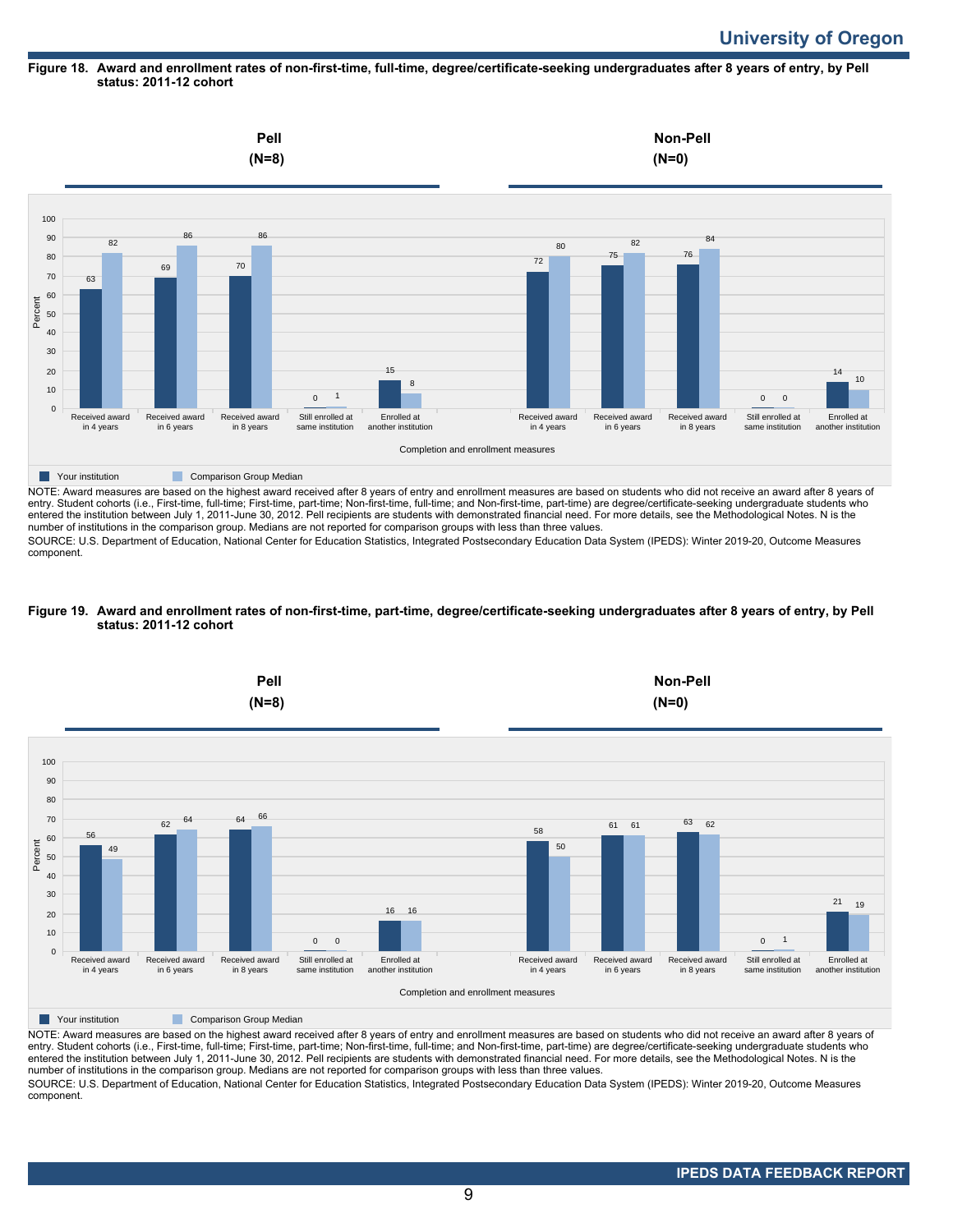# University of Oregon

**Figure 18. Award and enrollment rates of non-first-time, full-time, degree/certificate-seeking undergraduates after 8 years of entry, by Pell status: 2011-12 cohort**

**Pell (N=8)**

| Completion and enrollment measures | Your institution | Comparison Group Median |
|---|---|---|
| Received award in 4 years | 63 | 82 |
| Received award in 6 years | 69 | 86 |
| Received award in 8 years | 70 | 86 |
| Still enrolled at same institution | 0 | 1 |
| Enrolled at another institution | 15 | 8 |

**Non-Pell (N=0)**

| Completion and enrollment measures | Your institution | Comparison Group Median |
|---|---|---|
| Received award in 4 years | 72 | 80 |
| Received award in 6 years | 75 | 82 |
| Received award in 8 years | 76 | 84 |
| Still enrolled at same institution | 0 | 0 |
| Enrolled at another institution | 14 | 10 |

NOTE: Award measures are based on the highest award received after 8 years of entry and enrollment measures are based on students who did not receive an award after 8 years of entry. Student cohorts (i.e., First-time, full-time; First-time, part-time; Non-first-time, full-time; and Non-first-time, part-time) are degree/certificate-seeking undergraduate students who entered the institution between July 1, 2011-June 30, 2012. Pell recipients are students with demonstrated financial need. For more details, see the Methodological Notes. N is the number of institutions in the comparison group. Medians are not reported for comparison groups with less than three values.

SOURCE: U.S. Department of Education, National Center for Education Statistics, Integrated Postsecondary Education Data System (IPEDS): Winter 2019-20, Outcome Measures component.

**Figure 19. Award and enrollment rates of non-first-time, part-time, degree/certificate-seeking undergraduates after 8 years of entry, by Pell status: 2011-12 cohort**

**Pell (N=8)**

| Completion and enrollment measures | Your institution | Comparison Group Median |
|---|---|---|
| Received award in 4 years | 56 | 49 |
| Received award in 6 years | 62 | 64 |
| Received award in 8 years | 64 | 66 |
| Still enrolled at same institution | 0 | 0 |
| Enrolled at another institution | 16 | 16 |

**Non-Pell (N=0)**

| Completion and enrollment measures | Your institution | Comparison Group Median |
|---|---|---|
| Received award in 4 years | 58 | 50 |
| Received award in 6 years | 61 | 61 |
| Received award in 8 years | 63 | 62 |
| Still enrolled at same institution | 0 | 1 |
| Enrolled at another institution | 21 | 19 |

NOTE: Award measures are based on the highest award received after 8 years of entry and enrollment measures are based on students who did not receive an award after 8 years of entry. Student cohorts (i.e., First-time, full-time; First-time, part-time; Non-first-time, full-time; and Non-first-time, part-time) are degree/certificate-seeking undergraduate students who entered the institution between July 1, 2011-June 30, 2012. Pell recipients are students with demonstrated financial need. For more details, see the Methodological Notes. N is the number of institutions in the comparison group. Medians are not reported for comparison groups with less than three values.

SOURCE: U.S. Department of Education, National Center for Education Statistics, Integrated Postsecondary Education Data System (IPEDS): Winter 2019-20, Outcome Measures component.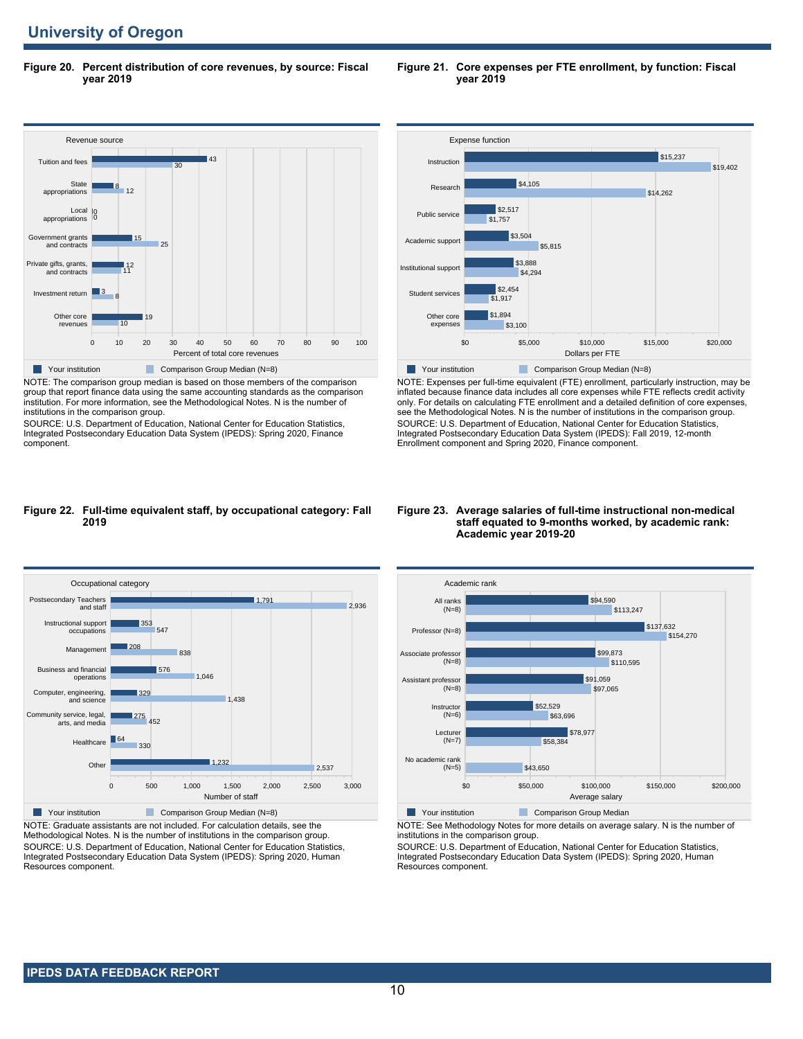## University of Oregon

**Figure 20. Percent distribution of core revenues, by source: Fiscal year 2019**

| Revenue source | Your institution | Comparison Group Median (N=8) |
|---|---|---|
| Tuition and fees | 43 | 30 |
| State appropriations | 8 | 12 |
| Local appropriations | 0 | 0 |
| Government grants and contracts | 15 | 25 |
| Private gifts, grants, and contracts | 12 | 11 |
| Investment return | 3 | 8 |
| Other core revenues | 19 | 10 |

Percent of total core revenues

NOTE: The comparison group median is based on those members of the comparison group that report finance data using the same accounting standards as the comparison institution. For more information, see the Methodological Notes. N is the number of institutions in the comparison group.
SOURCE: U.S. Department of Education, National Center for Education Statistics, Integrated Postsecondary Education Data System (IPEDS): Spring 2020, Finance component.

**Figure 21. Core expenses per FTE enrollment, by function: Fiscal year 2019**

| Expense function | Your institution | Comparison Group Median (N=8) |
|---|---|---|
| Instruction | $15,237 | $19,402 |
| Research | $4,105 | $14,262 |
| Public service | $2,517 | $1,757 |
| Academic support | $3,504 | $5,815 |
| Institutional support | $3,888 | $4,294 |
| Student services | $2,454 | $1,917 |
| Other core expenses | $1,894 | $3,100 |

Dollars per FTE

NOTE: Expenses per full-time equivalent (FTE) enrollment, particularly instruction, may be inflated because finance data includes all core expenses while FTE reflects credit activity only. For details on calculating FTE enrollment and a detailed definition of core expenses, see the Methodological Notes. N is the number of institutions in the comparison group.
SOURCE: U.S. Department of Education, National Center for Education Statistics, Integrated Postsecondary Education Data System (IPEDS): Fall 2019, 12-month Enrollment component and Spring 2020, Finance component.

**Figure 22. Full-time equivalent staff, by occupational category: Fall 2019**

| Occupational category | Your institution | Comparison Group Median (N=8) |
|---|---|---|
| Postsecondary Teachers and staff | 1,791 | 2,936 |
| Instructional support occupations | 353 | 547 |
| Management | 208 | 838 |
| Business and financial operations | 576 | 1,046 |
| Computer, engineering, and science | 329 | 1,438 |
| Community service, legal, arts, and media | 275 | 452 |
| Healthcare | 64 | 330 |
| Other | 1,232 | 2,537 |

Number of staff

NOTE: Graduate assistants are not included. For calculation details, see the Methodological Notes. N is the number of institutions in the comparison group.
SOURCE: U.S. Department of Education, National Center for Education Statistics, Integrated Postsecondary Education Data System (IPEDS): Spring 2020, Human Resources component.

**Figure 23. Average salaries of full-time instructional non-medical staff equated to 9-months worked, by academic rank: Academic year 2019-20**

| Academic rank | Your institution | Comparison Group Median |
|---|---|---|
| All ranks (N=8) | $94,590 | $113,247 |
| Professor (N=8) | $137,632 | $154,270 |
| Associate professor (N=8) | $99,873 | $110,595 |
| Assistant professor (N=8) | $91,059 | $97,065 |
| Instructor (N=6) | $52,529 | $63,696 |
| Lecturer (N=7) | $78,977 | $58,384 |
| No academic rank (N=5) | | $43,650 |

Average salary

NOTE: See Methodology Notes for more details on average salary. N is the number of institutions in the comparison group.
SOURCE: U.S. Department of Education, National Center for Education Statistics, Integrated Postsecondary Education Data System (IPEDS): Spring 2020, Human Resources component.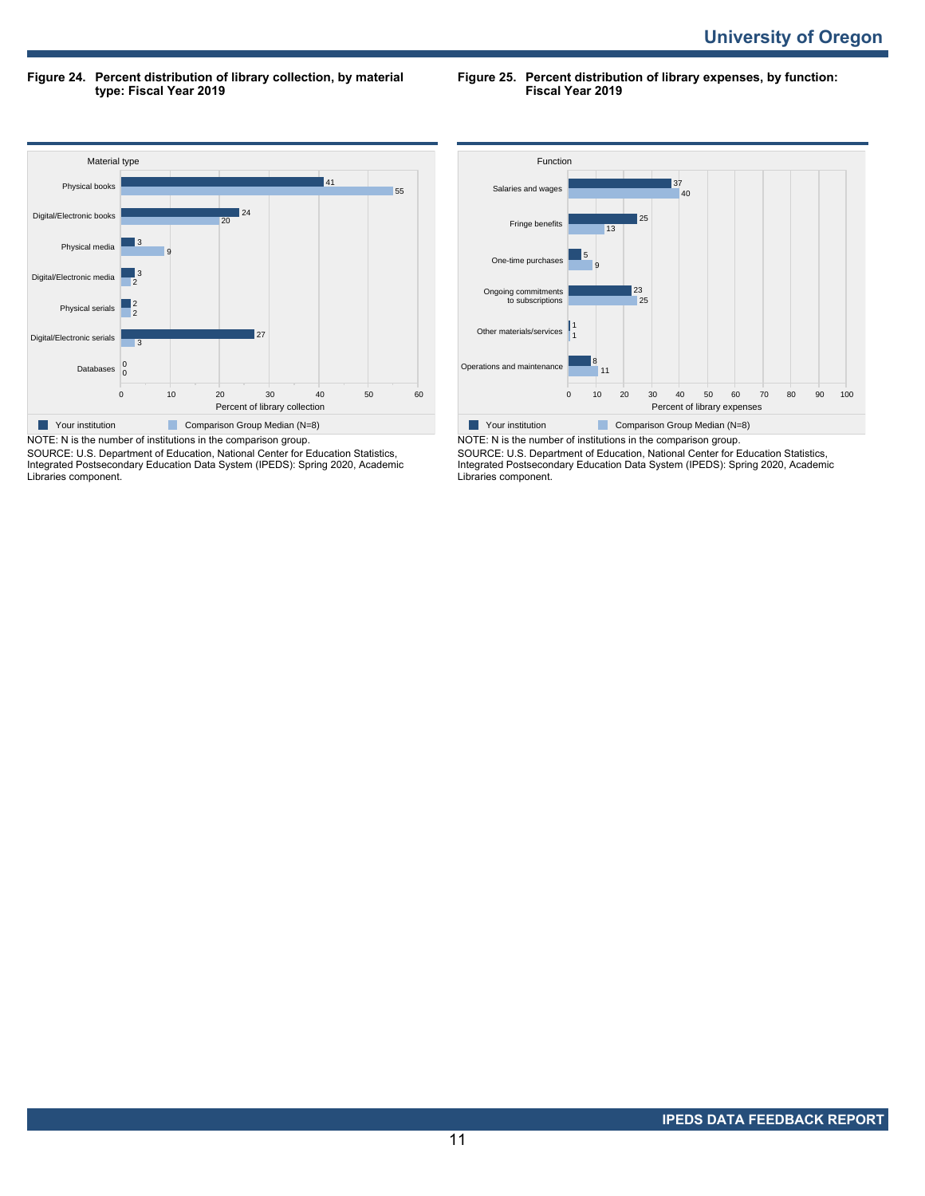**Figure 24. Percent distribution of library collection, by material type: Fiscal Year 2019**

| Material type | Your institution | Comparison Group Median (N=8) |
|---|---|---|
| Physical books | 41 | 55 |
| Digital/Electronic books | 24 | 20 |
| Physical media | 3 | 9 |
| Digital/Electronic media | 3 | 2 |
| Physical serials | 2 | 2 |
| Digital/Electronic serials | 27 | 3 |
| Databases | 0 | 0 |

Percent of library collection

NOTE: N is the number of institutions in the comparison group.
SOURCE: U.S. Department of Education, National Center for Education Statistics, Integrated Postsecondary Education Data System (IPEDS): Spring 2020, Academic Libraries component.

**Figure 25. Percent distribution of library expenses, by function: Fiscal Year 2019**

| Function | Your institution | Comparison Group Median (N=8) |
|---|---|---|
| Salaries and wages | 37 | 40 |
| Fringe benefits | 25 | 13 |
| One-time purchases | 5 | 9 |
| Ongoing commitments to subscriptions | 23 | 25 |
| Other materials/services | 1 | 1 |
| Operations and maintenance | 8 | 11 |

Percent of library expenses

NOTE: N is the number of institutions in the comparison group.
SOURCE: U.S. Department of Education, National Center for Education Statistics, Integrated Postsecondary Education Data System (IPEDS): Spring 2020, Academic Libraries component.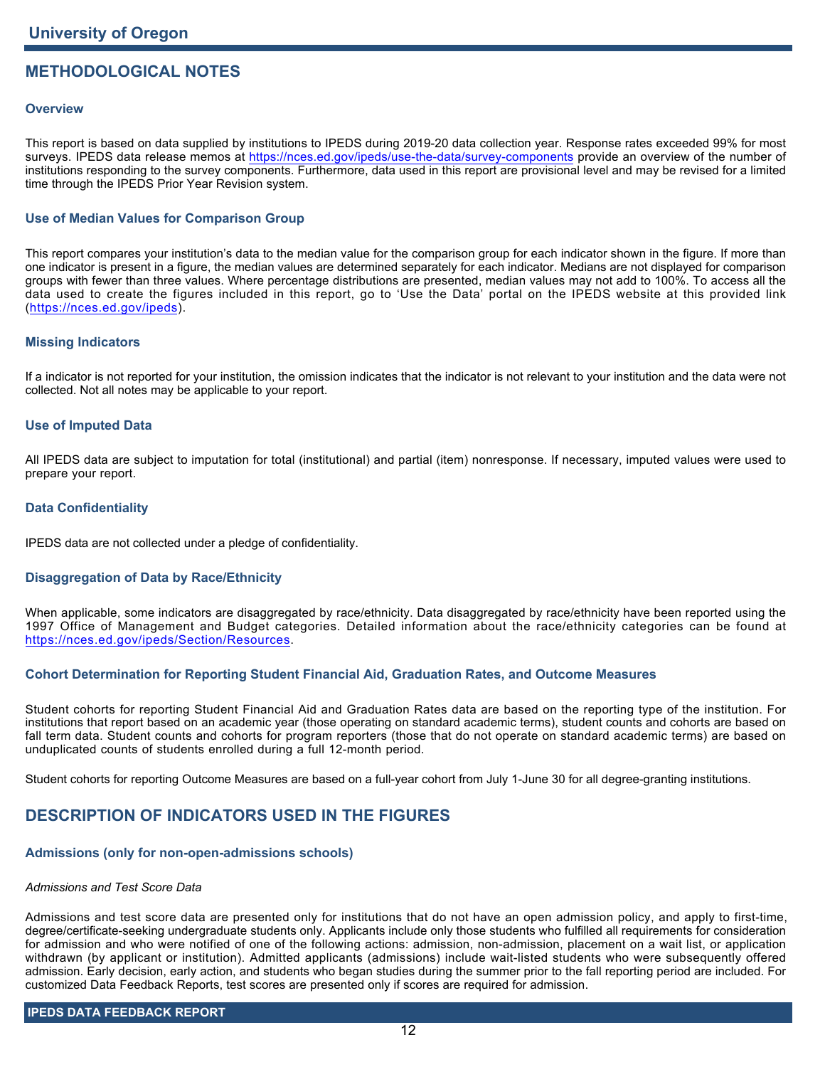## METHODOLOGICAL NOTES

### Overview

This report is based on data supplied by institutions to IPEDS during 2019-20 data collection year. Response rates exceeded 99% for most surveys. IPEDS data release memos at https://nces.ed.gov/ipeds/use-the-data/survey-components provide an overview of the number of institutions responding to the survey components. Furthermore, data used in this report are provisional level and may be revised for a limited time through the IPEDS Prior Year Revision system.

### Use of Median Values for Comparison Group

This report compares your institution's data to the median value for the comparison group for each indicator shown in the figure. If more than one indicator is present in a figure, the median values are determined separately for each indicator. Medians are not displayed for comparison groups with fewer than three values. Where percentage distributions are presented, median values may not add to 100%. To access all the data used to create the figures included in this report, go to 'Use the Data' portal on the IPEDS website at this provided link (https://nces.ed.gov/ipeds).

### Missing Indicators

If a indicator is not reported for your institution, the omission indicates that the indicator is not relevant to your institution and the data were not collected. Not all notes may be applicable to your report.

### Use of Imputed Data

All IPEDS data are subject to imputation for total (institutional) and partial (item) nonresponse. If necessary, imputed values were used to prepare your report.

### Data Confidentiality

IPEDS data are not collected under a pledge of confidentiality.

### Disaggregation of Data by Race/Ethnicity

When applicable, some indicators are disaggregated by race/ethnicity. Data disaggregated by race/ethnicity have been reported using the 1997 Office of Management and Budget categories. Detailed information about the race/ethnicity categories can be found at https://nces.ed.gov/ipeds/Section/Resources.

### Cohort Determination for Reporting Student Financial Aid, Graduation Rates, and Outcome Measures

Student cohorts for reporting Student Financial Aid and Graduation Rates data are based on the reporting type of the institution. For institutions that report based on an academic year (those operating on standard academic terms), student counts and cohorts are based on fall term data. Student counts and cohorts for program reporters (those that do not operate on standard academic terms) are based on unduplicated counts of students enrolled during a full 12-month period.

Student cohorts for reporting Outcome Measures are based on a full-year cohort from July 1-June 30 for all degree-granting institutions.

## DESCRIPTION OF INDICATORS USED IN THE FIGURES

### Admissions (only for non-open-admissions schools)

*Admissions and Test Score Data*

Admissions and test score data are presented only for institutions that do not have an open admission policy, and apply to first-time, degree/certificate-seeking undergraduate students only. Applicants include only those students who fulfilled all requirements for consideration for admission and who were notified of one of the following actions: admission, non-admission, placement on a wait list, or application withdrawn (by applicant or institution). Admitted applicants (admissions) include wait-listed students who were subsequently offered admission. Early decision, early action, and students who began studies during the summer prior to the fall reporting period are included. For customized Data Feedback Reports, test scores are presented only if scores are required for admission.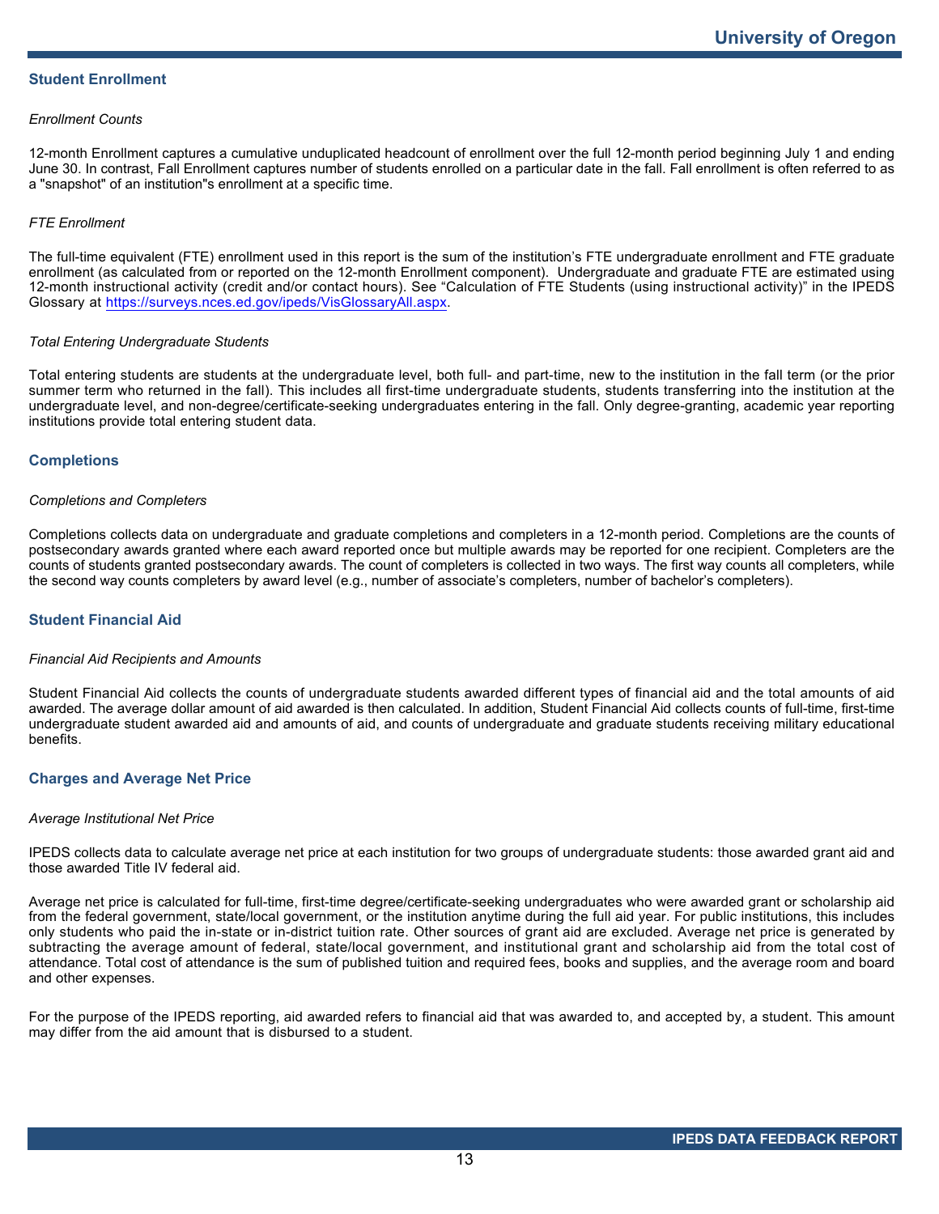## Student Enrollment

*Enrollment Counts*

12-month Enrollment captures a cumulative unduplicated headcount of enrollment over the full 12-month period beginning July 1 and ending June 30. In contrast, Fall Enrollment captures number of students enrolled on a particular date in the fall. Fall enrollment is often referred to as a "snapshot" of an institution"s enrollment at a specific time.

*FTE Enrollment*

The full-time equivalent (FTE) enrollment used in this report is the sum of the institution's FTE undergraduate enrollment and FTE graduate enrollment (as calculated from or reported on the 12-month Enrollment component). Undergraduate and graduate FTE are estimated using 12-month instructional activity (credit and/or contact hours). See "Calculation of FTE Students (using instructional activity)" in the IPEDS Glossary at https://surveys.nces.ed.gov/ipeds/VisGlossaryAll.aspx.

*Total Entering Undergraduate Students*

Total entering students are students at the undergraduate level, both full- and part-time, new to the institution in the fall term (or the prior summer term who returned in the fall). This includes all first-time undergraduate students, students transferring into the institution at the undergraduate level, and non-degree/certificate-seeking undergraduates entering in the fall. Only degree-granting, academic year reporting institutions provide total entering student data.

## Completions

*Completions and Completers*

Completions collects data on undergraduate and graduate completions and completers in a 12-month period. Completions are the counts of postsecondary awards granted where each award reported once but multiple awards may be reported for one recipient. Completers are the counts of students granted postsecondary awards. The count of completers is collected in two ways. The first way counts all completers, while the second way counts completers by award level (e.g., number of associate's completers, number of bachelor's completers).

## Student Financial Aid

*Financial Aid Recipients and Amounts*

Student Financial Aid collects the counts of undergraduate students awarded different types of financial aid and the total amounts of aid awarded. The average dollar amount of aid awarded is then calculated. In addition, Student Financial Aid collects counts of full-time, first-time undergraduate student awarded aid and amounts of aid, and counts of undergraduate and graduate students receiving military educational benefits.

## Charges and Average Net Price

*Average Institutional Net Price*

IPEDS collects data to calculate average net price at each institution for two groups of undergraduate students: those awarded grant aid and those awarded Title IV federal aid.

Average net price is calculated for full-time, first-time degree/certificate-seeking undergraduates who were awarded grant or scholarship aid from the federal government, state/local government, or the institution anytime during the full aid year. For public institutions, this includes only students who paid the in-state or in-district tuition rate. Other sources of grant aid are excluded. Average net price is generated by subtracting the average amount of federal, state/local government, and institutional grant and scholarship aid from the total cost of attendance. Total cost of attendance is the sum of published tuition and required fees, books and supplies, and the average room and board and other expenses.

For the purpose of the IPEDS reporting, aid awarded refers to financial aid that was awarded to, and accepted by, a student. This amount may differ from the aid amount that is disbursed to a student.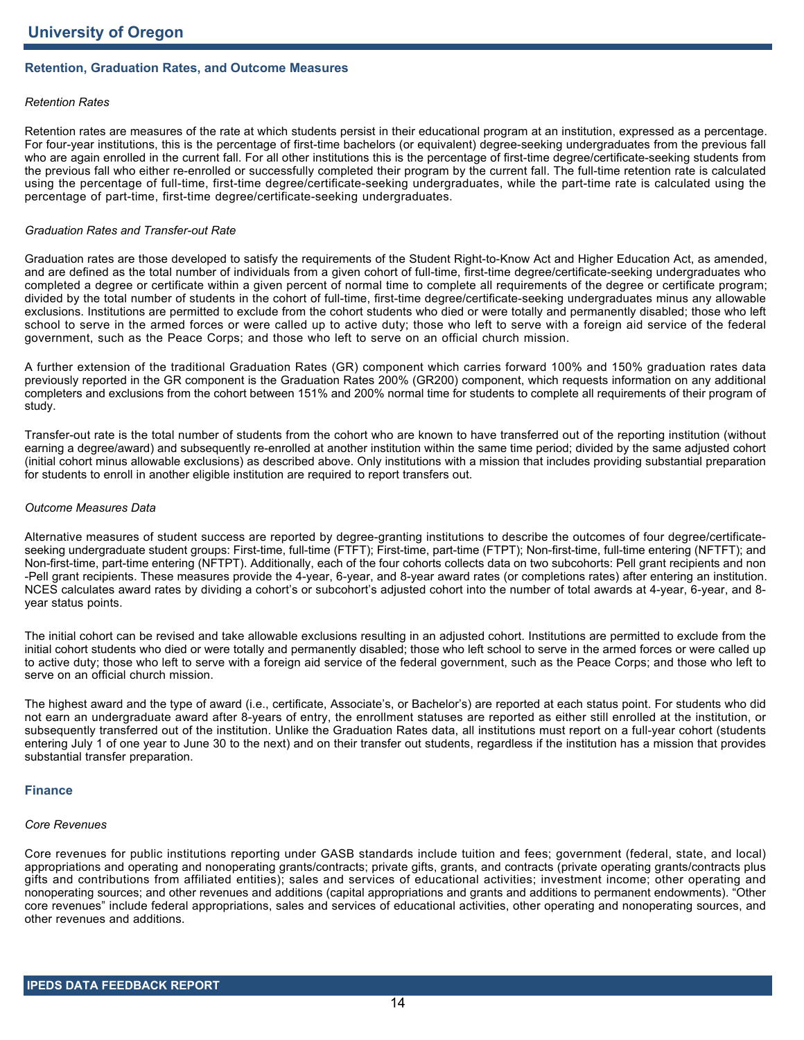## Retention, Graduation Rates, and Outcome Measures

*Retention Rates*

Retention rates are measures of the rate at which students persist in their educational program at an institution, expressed as a percentage. For four-year institutions, this is the percentage of first-time bachelors (or equivalent) degree-seeking undergraduates from the previous fall who are again enrolled in the current fall. For all other institutions this is the percentage of first-time degree/certificate-seeking students from the previous fall who either re-enrolled or successfully completed their program by the current fall. The full-time retention rate is calculated using the percentage of full-time, first-time degree/certificate-seeking undergraduates, while the part-time rate is calculated using the percentage of part-time, first-time degree/certificate-seeking undergraduates.

*Graduation Rates and Transfer-out Rate*

Graduation rates are those developed to satisfy the requirements of the Student Right-to-Know Act and Higher Education Act, as amended, and are defined as the total number of individuals from a given cohort of full-time, first-time degree/certificate-seeking undergraduates who completed a degree or certificate within a given percent of normal time to complete all requirements of the degree or certificate program; divided by the total number of students in the cohort of full-time, first-time degree/certificate-seeking undergraduates minus any allowable exclusions. Institutions are permitted to exclude from the cohort students who died or were totally and permanently disabled; those who left school to serve in the armed forces or were called up to active duty; those who left to serve with a foreign aid service of the federal government, such as the Peace Corps; and those who left to serve on an official church mission.

A further extension of the traditional Graduation Rates (GR) component which carries forward 100% and 150% graduation rates data previously reported in the GR component is the Graduation Rates 200% (GR200) component, which requests information on any additional completers and exclusions from the cohort between 151% and 200% normal time for students to complete all requirements of their program of study.

Transfer-out rate is the total number of students from the cohort who are known to have transferred out of the reporting institution (without earning a degree/award) and subsequently re-enrolled at another institution within the same time period; divided by the same adjusted cohort (initial cohort minus allowable exclusions) as described above. Only institutions with a mission that includes providing substantial preparation for students to enroll in another eligible institution are required to report transfers out.

*Outcome Measures Data*

Alternative measures of student success are reported by degree-granting institutions to describe the outcomes of four degree/certificate-seeking undergraduate student groups: First-time, full-time (FTFT); First-time, part-time (FTPT); Non-first-time, full-time entering (NFTFT); and Non-first-time, part-time entering (NFTPT). Additionally, each of the four cohorts collects data on two subcohorts: Pell grant recipients and non -Pell grant recipients. These measures provide the 4-year, 6-year, and 8-year award rates (or completions rates) after entering an institution. NCES calculates award rates by dividing a cohort's or subcohort's adjusted cohort into the number of total awards at 4-year, 6-year, and 8-year status points.

The initial cohort can be revised and take allowable exclusions resulting in an adjusted cohort. Institutions are permitted to exclude from the initial cohort students who died or were totally and permanently disabled; those who left school to serve in the armed forces or were called up to active duty; those who left to serve with a foreign aid service of the federal government, such as the Peace Corps; and those who left to serve on an official church mission.

The highest award and the type of award (i.e., certificate, Associate's, or Bachelor's) are reported at each status point. For students who did not earn an undergraduate award after 8-years of entry, the enrollment statuses are reported as either still enrolled at the institution, or subsequently transferred out of the institution. Unlike the Graduation Rates data, all institutions must report on a full-year cohort (students entering July 1 of one year to June 30 to the next) and on their transfer out students, regardless if the institution has a mission that provides substantial transfer preparation.

## Finance

*Core Revenues*

Core revenues for public institutions reporting under GASB standards include tuition and fees; government (federal, state, and local) appropriations and operating and nonoperating grants/contracts; private gifts, grants, and contracts (private operating grants/contracts plus gifts and contributions from affiliated entities); sales and services of educational activities; investment income; other operating and nonoperating sources; and other revenues and additions (capital appropriations and grants and additions to permanent endowments). "Other core revenues" include federal appropriations, sales and services of educational activities, other operating and nonoperating sources, and other revenues and additions.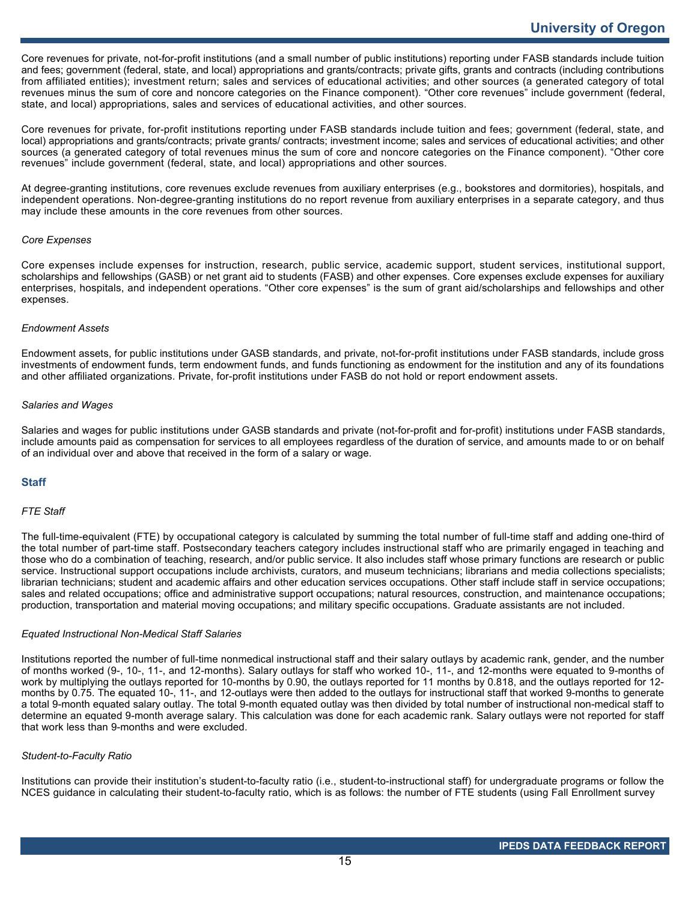Core revenues for private, not-for-profit institutions (and a small number of public institutions) reporting under FASB standards include tuition and fees; government (federal, state, and local) appropriations and grants/contracts; private gifts, grants and contracts (including contributions from affiliated entities); investment return; sales and services of educational activities; and other sources (a generated category of total revenues minus the sum of core and noncore categories on the Finance component). “Other core revenues” include government (federal, state, and local) appropriations, sales and services of educational activities, and other sources.

Core revenues for private, for-profit institutions reporting under FASB standards include tuition and fees; government (federal, state, and local) appropriations and grants/contracts; private grants/ contracts; investment income; sales and services of educational activities; and other sources (a generated category of total revenues minus the sum of core and noncore categories on the Finance component). “Other core revenues” include government (federal, state, and local) appropriations and other sources.

At degree-granting institutions, core revenues exclude revenues from auxiliary enterprises (e.g., bookstores and dormitories), hospitals, and independent operations. Non-degree-granting institutions do no report revenue from auxiliary enterprises in a separate category, and thus may include these amounts in the core revenues from other sources.

*Core Expenses*

Core expenses include expenses for instruction, research, public service, academic support, student services, institutional support, scholarships and fellowships (GASB) or net grant aid to students (FASB) and other expenses. Core expenses exclude expenses for auxiliary enterprises, hospitals, and independent operations. “Other core expenses” is the sum of grant aid/scholarships and fellowships and other expenses.

*Endowment Assets*

Endowment assets, for public institutions under GASB standards, and private, not-for-profit institutions under FASB standards, include gross investments of endowment funds, term endowment funds, and funds functioning as endowment for the institution and any of its foundations and other affiliated organizations. Private, for-profit institutions under FASB do not hold or report endowment assets.

*Salaries and Wages*

Salaries and wages for public institutions under GASB standards and private (not-for-profit and for-profit) institutions under FASB standards, include amounts paid as compensation for services to all employees regardless of the duration of service, and amounts made to or on behalf of an individual over and above that received in the form of a salary or wage.

### Staff

*FTE Staff*

The full-time-equivalent (FTE) by occupational category is calculated by summing the total number of full-time staff and adding one-third of the total number of part-time staff. Postsecondary teachers category includes instructional staff who are primarily engaged in teaching and those who do a combination of teaching, research, and/or public service. It also includes staff whose primary functions are research or public service. Instructional support occupations include archivists, curators, and museum technicians; librarians and media collections specialists; librarian technicians; student and academic affairs and other education services occupations. Other staff include staff in service occupations; sales and related occupations; office and administrative support occupations; natural resources, construction, and maintenance occupations; production, transportation and material moving occupations; and military specific occupations. Graduate assistants are not included.

*Equated Instructional Non-Medical Staff Salaries*

Institutions reported the number of full-time nonmedical instructional staff and their salary outlays by academic rank, gender, and the number of months worked (9-, 10-, 11-, and 12-months). Salary outlays for staff who worked 10-, 11-, and 12-months were equated to 9-months of work by multiplying the outlays reported for 10-months by 0.90, the outlays reported for 11 months by 0.818, and the outlays reported for 12-months by 0.75. The equated 10-, 11-, and 12-outlays were then added to the outlays for instructional staff that worked 9-months to generate a total 9-month equated salary outlay. The total 9-month equated outlay was then divided by total number of instructional non-medical staff to determine an equated 9-month average salary. This calculation was done for each academic rank. Salary outlays were not reported for staff that work less than 9-months and were excluded.

*Student-to-Faculty Ratio*

Institutions can provide their institution’s student-to-faculty ratio (i.e., student-to-instructional staff) for undergraduate programs or follow the NCES guidance in calculating their student-to-faculty ratio, which is as follows: the number of FTE students (using Fall Enrollment survey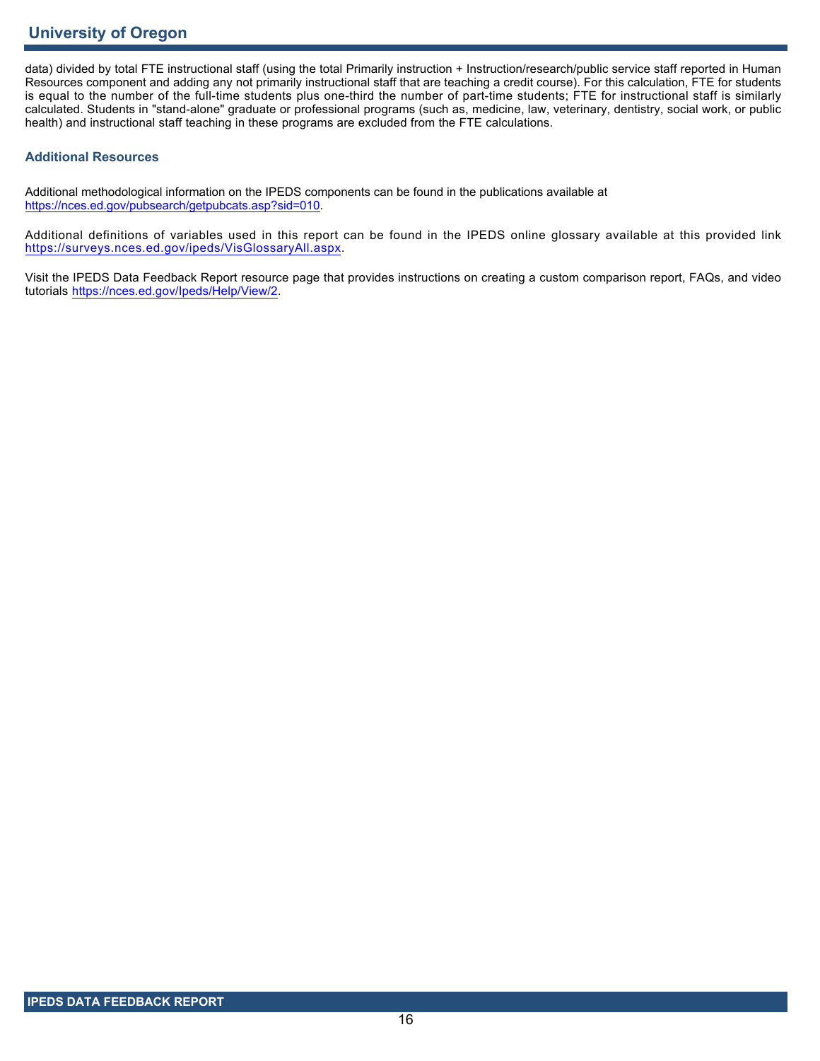data) divided by total FTE instructional staff (using the total Primarily instruction + Instruction/research/public service staff reported in Human Resources component and adding any not primarily instructional staff that are teaching a credit course). For this calculation, FTE for students is equal to the number of the full-time students plus one-third the number of part-time students; FTE for instructional staff is similarly calculated. Students in "stand-alone" graduate or professional programs (such as, medicine, law, veterinary, dentistry, social work, or public health) and instructional staff teaching in these programs are excluded from the FTE calculations.

### Additional Resources

Additional methodological information on the IPEDS components can be found in the publications available at https://nces.ed.gov/pubsearch/getpubcats.asp?sid=010.

Additional definitions of variables used in this report can be found in the IPEDS online glossary available at this provided link https://surveys.nces.ed.gov/ipeds/VisGlossaryAll.aspx.

Visit the IPEDS Data Feedback Report resource page that provides instructions on creating a custom comparison report, FAQs, and video tutorials https://nces.ed.gov/Ipeds/Help/View/2.